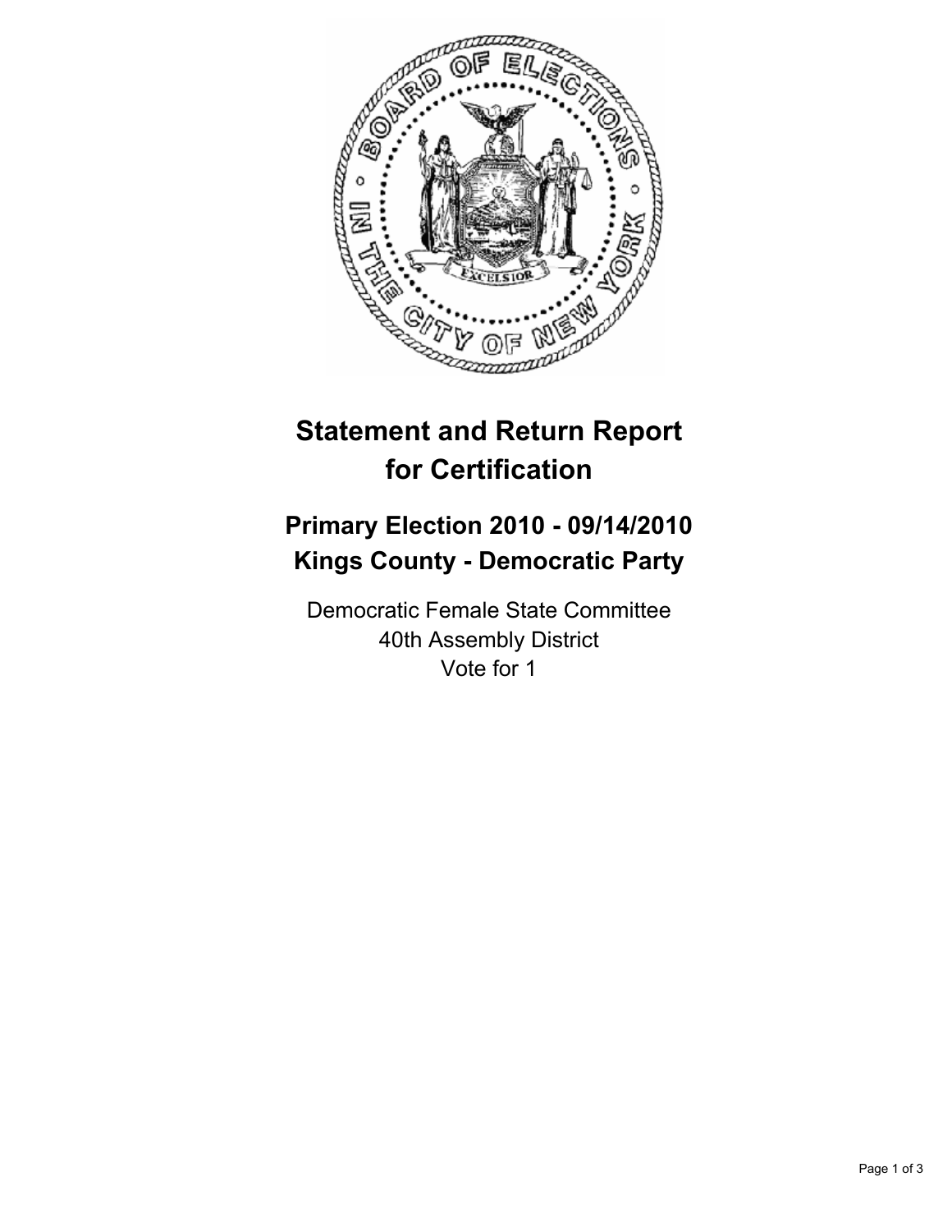# Statement and Return Report for Certification

## Primary Election 2010 - 09/14/2010
## Kings County - Democratic Party

Democratic Female State Committee
40th Assembly District
Vote for 1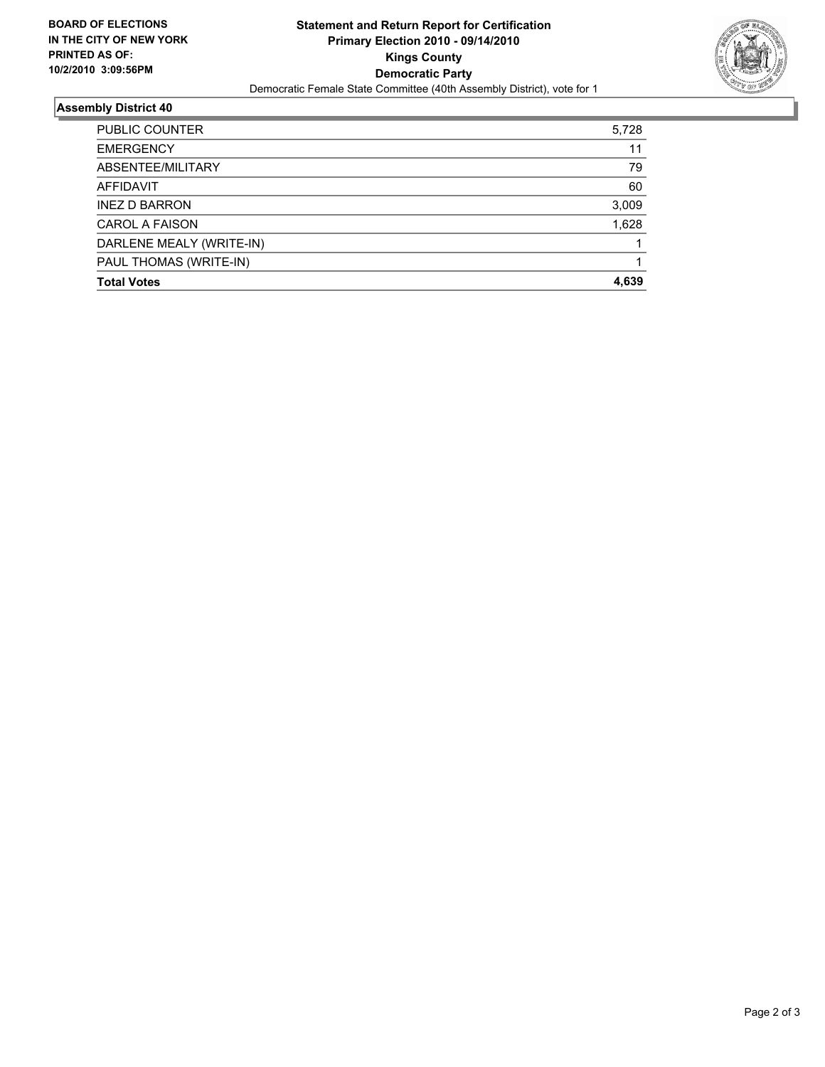**BOARD OF ELECTIONS**
**IN THE CITY OF NEW YORK**
**PRINTED AS OF:**
**10/2/2010 3:09:56PM**

# Statement and Return Report for Certification
## Primary Election 2010 - 09/14/2010
## Kings County
## Democratic Party

Democratic Female State Committee (40th Assembly District), vote for 1

### Assembly District 40

| | |
|---|---|
| PUBLIC COUNTER | 5,728 |
| EMERGENCY | 11 |
| ABSENTEE/MILITARY | 79 |
| AFFIDAVIT | 60 |
| INEZ D BARRON | 3,009 |
| CAROL A FAISON | 1,628 |
| DARLENE MEALY (WRITE-IN) | 1 |
| PAUL THOMAS (WRITE-IN) | 1 |
| **Total Votes** | **4,639** |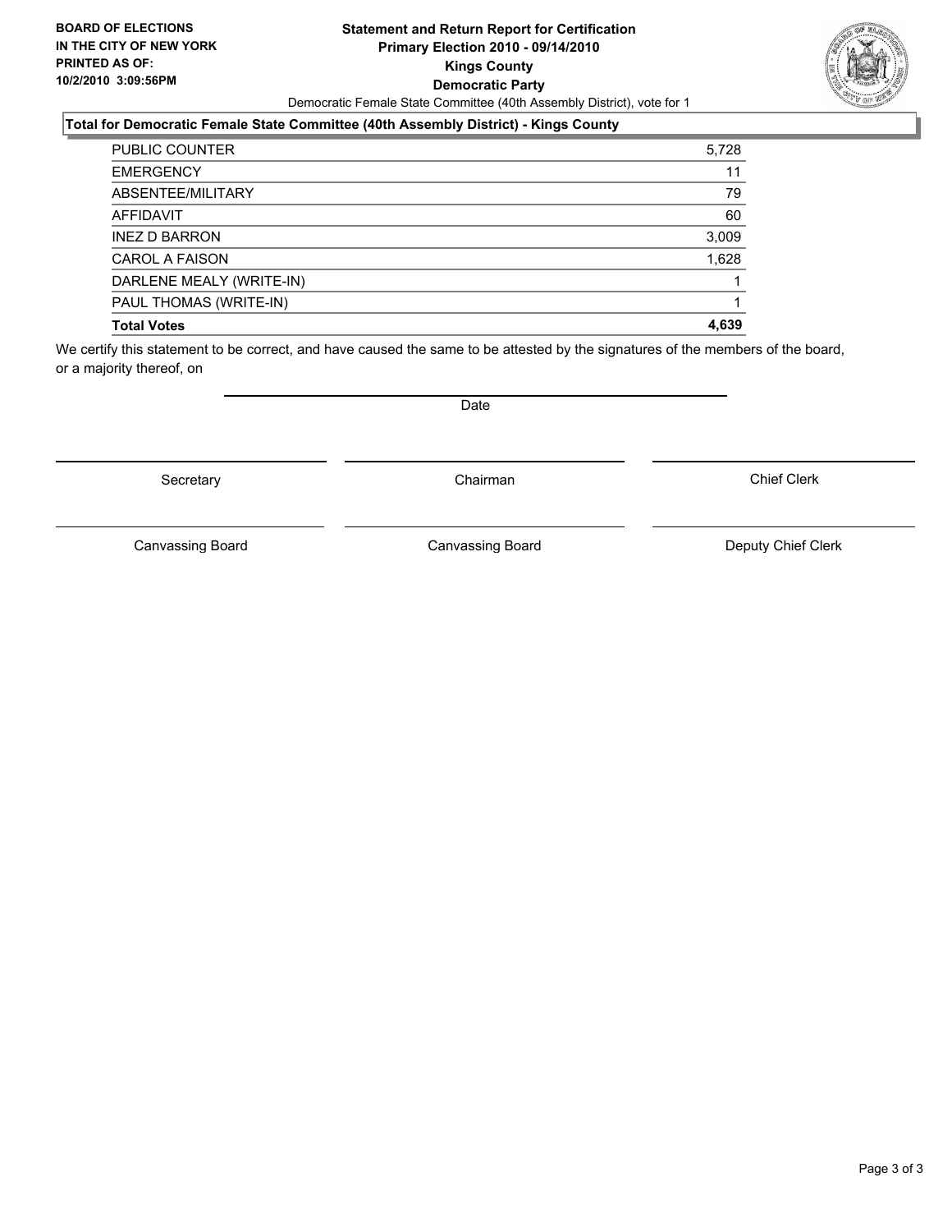**BOARD OF ELECTIONS IN THE CITY OF NEW YORK PRINTED AS OF: 10/2/2010 3:09:56PM**

# Statement and Return Report for Certification
## Primary Election 2010 - 09/14/2010
## Kings County
## Democratic Party

Democratic Female State Committee (40th Assembly District), vote for 1

### Total for Democratic Female State Committee (40th Assembly District) - Kings County

| | |
|---|---|
| PUBLIC COUNTER | 5,728 |
| EMERGENCY | 11 |
| ABSENTEE/MILITARY | 79 |
| AFFIDAVIT | 60 |
| INEZ D BARRON | 3,009 |
| CAROL A FAISON | 1,628 |
| DARLENE MEALY (WRITE-IN) | 1 |
| PAUL THOMAS (WRITE-IN) | 1 |
| **Total Votes** | **4,639** |

We certify this statement to be correct, and have caused the same to be attested by the signatures of the members of the board, or a majority thereof, on

Date

Secretary

Chairman

Chief Clerk

Canvassing Board

Canvassing Board

Deputy Chief Clerk